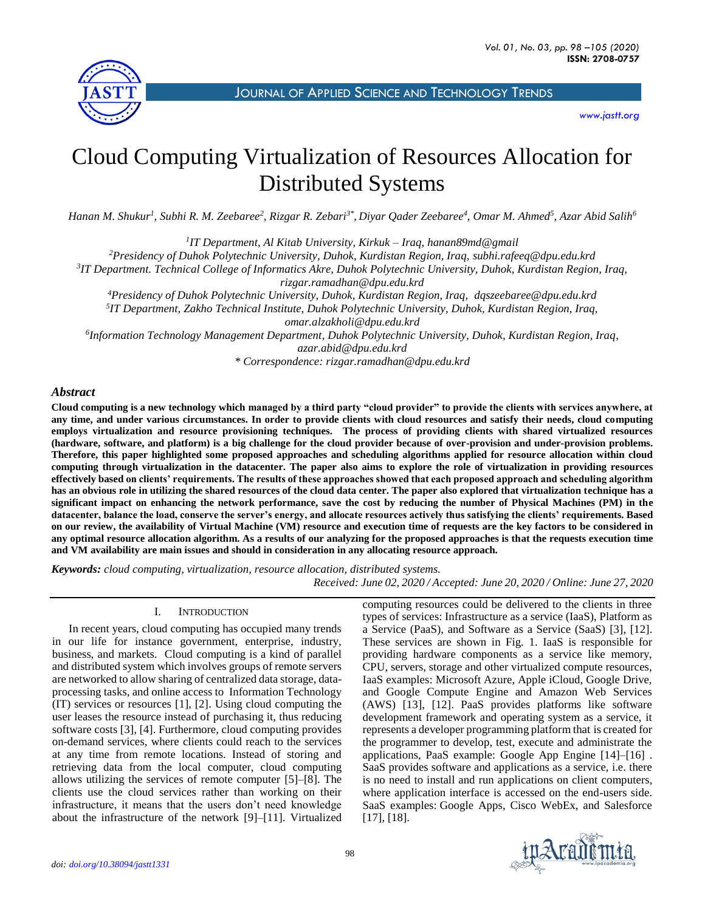# Cloud Computing Virtualization of Resources Allocation for Distributed Systems

*Hanan M. Shukur[1], Subhi R. M. Zeebaree[2], Rizgar R. Zebari[3*], Diyar Qader Zeebaree[4], Omar M. Ahmed[5], Azar Abid Salih[6]*

[1]*IT Department, Al Kitab University, Kirkuk – Iraq, hanan89md@gmail*
[2]*Presidency of Duhok Polytechnic University, Duhok, Kurdistan Region, Iraq, subhi.rafeeq@dpu.edu.krd*
[3]*IT Department. Technical College of Informatics Akre, Duhok Polytechnic University, Duhok, Kurdistan Region, Iraq, rizgar.ramadhan@dpu.edu.krd*
[4]*Presidency of Duhok Polytechnic University, Duhok, Kurdistan Region, Iraq, dqszeebaree@dpu.edu.krd*
[5]*IT Department, Zakho Technical Institute, Duhok Polytechnic University, Duhok, Kurdistan Region, Iraq, omar.alzakholi@dpu.edu.krd*
[6]*Information Technology Management Department, Duhok Polytechnic University, Duhok, Kurdistan Region, Iraq, azar.abid@dpu.edu.krd*
*\* Correspondence: rizgar.ramadhan@dpu.edu.krd*

## *Abstract*

**Cloud computing is a new technology which managed by a third party "cloud provider" to provide the clients with services anywhere, at any time, and under various circumstances. In order to provide clients with cloud resources and satisfy their needs, cloud computing employs virtualization and resource provisioning techniques. The process of providing clients with shared virtualized resources (hardware, software, and platform) is a big challenge for the cloud provider because of over-provision and under-provision problems. Therefore, this paper highlighted some proposed approaches and scheduling algorithms applied for resource allocation within cloud computing through virtualization in the datacenter. The paper also aims to explore the role of virtualization in providing resources effectively based on clients' requirements. The results of these approaches showed that each proposed approach and scheduling algorithm has an obvious role in utilizing the shared resources of the cloud data center. The paper also explored that virtualization technique has a significant impact on enhancing the network performance, save the cost by reducing the number of Physical Machines (PM) in the datacenter, balance the load, conserve the server's energy, and allocate resources actively thus satisfying the clients' requirements. Based on our review, the availability of Virtual Machine (VM) resource and execution time of requests are the key factors to be considered in any optimal resource allocation algorithm. As a results of our analyzing for the proposed approaches is that the requests execution time and VM availability are main issues and should in consideration in any allocating resource approach.**

***Keywords:*** *cloud computing, virtualization, resource allocation, distributed systems.*

*Received: June 02, 2020 / Accepted: June 20, 2020 / Online: June 27, 2020*

## I. Introduction

In recent years, cloud computing has occupied many trends in our life for instance government, enterprise, industry, business, and markets. Cloud computing is a kind of parallel and distributed system which involves groups of remote servers are networked to allow sharing of centralized data storage, data-processing tasks, and online access to Information Technology (IT) services or resources [1], [2]. Using cloud computing the user leases the resource instead of purchasing it, thus reducing software costs [3], [4]. Furthermore, cloud computing provides on-demand services, where clients could reach to the services at any time from remote locations. Instead of storing and retrieving data from the local computer, cloud computing allows utilizing the services of remote computer [5]–[8]. The clients use the cloud services rather than working on their infrastructure, it means that the users don't need knowledge about the infrastructure of the network [9]–[11]. Virtualized computing resources could be delivered to the clients in three types of services: Infrastructure as a service (IaaS), Platform as a Service (PaaS), and Software as a Service (SaaS) [3], [12]. These services are shown in Fig. 1. IaaS is responsible for providing hardware components as a service like memory, CPU, servers, storage and other virtualized compute resources, IaaS examples: Microsoft Azure, Apple iCloud, Google Drive, and Google Compute Engine and Amazon Web Services (AWS) [13], [12]. PaaS provides platforms like software development framework and operating system as a service, it represents a developer programming platform that is created for the programmer to develop, test, execute and administrate the applications, PaaS example: Google App Engine [14]–[16] . SaaS provides software and applications as a service, i.e. there is no need to install and run applications on client computers, where application interface is accessed on the end-users side. SaaS examples: Google Apps, Cisco WebEx, and Salesforce [17], [18].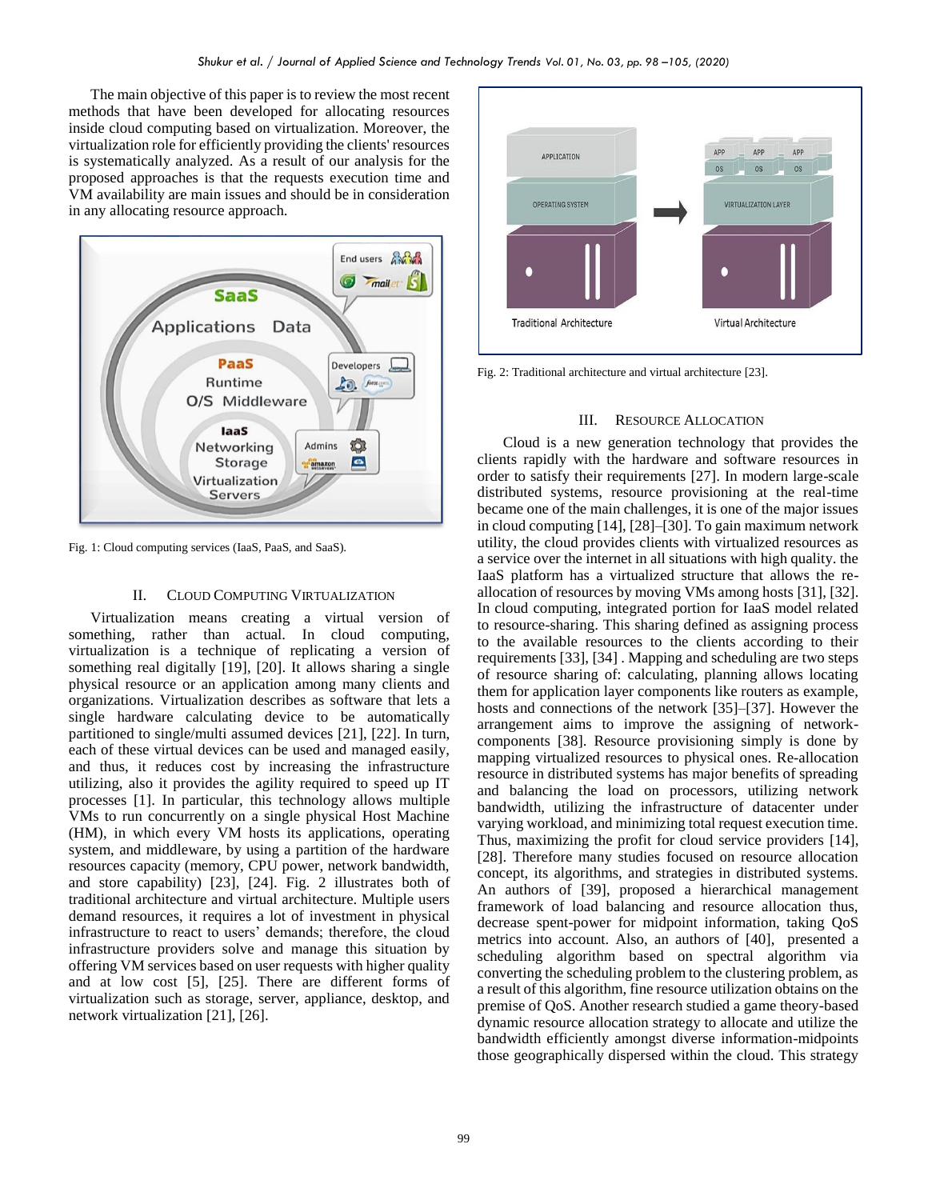The main objective of this paper is to review the most recent methods that have been developed for allocating resources inside cloud computing based on virtualization. Moreover, the virtualization role for efficiently providing the clients' resources is systematically analyzed. As a result of our analysis for the proposed approaches is that the requests execution time and VM availability are main issues and should be in consideration in any allocating resource approach.

Fig. 1: Cloud computing services (IaaS, PaaS, and SaaS).

## II. Cloud Computing Virtualization

Virtualization means creating a virtual version of something, rather than actual. In cloud computing, virtualization is a technique of replicating a version of something real digitally [19], [20]. It allows sharing a single physical resource or an application among many clients and organizations. Virtualization describes as software that lets a single hardware calculating device to be automatically partitioned to single/multi assumed devices [21], [22]. In turn, each of these virtual devices can be used and managed easily, and thus, it reduces cost by increasing the infrastructure utilizing, also it provides the agility required to speed up IT processes [1]. In particular, this technology allows multiple VMs to run concurrently on a single physical Host Machine (HM), in which every VM hosts its applications, operating system, and middleware, by using a partition of the hardware resources capacity (memory, CPU power, network bandwidth, and store capability) [23], [24]. Fig. 2 illustrates both of traditional architecture and virtual architecture. Multiple users demand resources, it requires a lot of investment in physical infrastructure to react to users' demands; therefore, the cloud infrastructure providers solve and manage this situation by offering VM services based on user requests with higher quality and at low cost [5], [25]. There are different forms of virtualization such as storage, server, appliance, desktop, and network virtualization [21], [26].

Fig. 2: Traditional architecture and virtual architecture [23].

## III. Resource Allocation

Cloud is a new generation technology that provides the clients rapidly with the hardware and software resources in order to satisfy their requirements [27]. In modern large-scale distributed systems, resource provisioning at the real-time became one of the main challenges, it is one of the major issues in cloud computing [14], [28]–[30]. To gain maximum network utility, the cloud provides clients with virtualized resources as a service over the internet in all situations with high quality. the IaaS platform has a virtualized structure that allows the re-allocation of resources by moving VMs among hosts [31], [32]. In cloud computing, integrated portion for IaaS model related to resource-sharing. This sharing defined as assigning process to the available resources to the clients according to their requirements [33], [34] . Mapping and scheduling are two steps of resource sharing of: calculating, planning allows locating them for application layer components like routers as example, hosts and connections of the network [35]–[37]. However the arrangement aims to improve the assigning of network-components [38]. Resource provisioning simply is done by mapping virtualized resources to physical ones. Re-allocation resource in distributed systems has major benefits of spreading and balancing the load on processors, utilizing network bandwidth, utilizing the infrastructure of datacenter under varying workload, and minimizing total request execution time. Thus, maximizing the profit for cloud service providers [14], [28]. Therefore many studies focused on resource allocation concept, its algorithms, and strategies in distributed systems. An authors of [39], proposed a hierarchical management framework of load balancing and resource allocation thus, decrease spent-power for midpoint information, taking QoS metrics into account. Also, an authors of [40], presented a scheduling algorithm based on spectral algorithm via converting the scheduling problem to the clustering problem, as a result of this algorithm, fine resource utilization obtains on the premise of QoS. Another research studied a game theory-based dynamic resource allocation strategy to allocate and utilize the bandwidth efficiently amongst diverse information-midpoints those geographically dispersed within the cloud. This strategy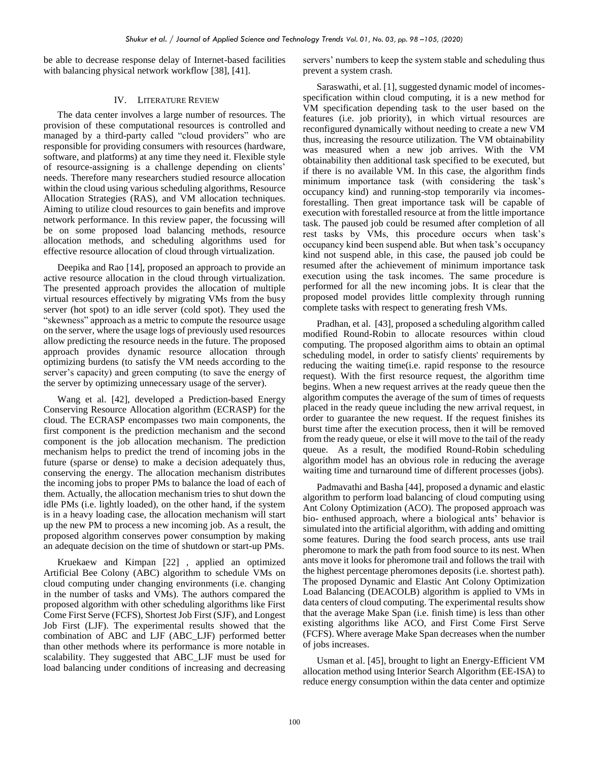be able to decrease response delay of Internet-based facilities with balancing physical network workflow [38], [41].

## IV. Literature Review

The data center involves a large number of resources. The provision of these computational resources is controlled and managed by a third-party called "cloud providers" who are responsible for providing consumers with resources (hardware, software, and platforms) at any time they need it. Flexible style of resource-assigning is a challenge depending on clients' needs. Therefore many researchers studied resource allocation within the cloud using various scheduling algorithms, Resource Allocation Strategies (RAS), and VM allocation techniques. Aiming to utilize cloud resources to gain benefits and improve network performance. In this review paper, the focussing will be on some proposed load balancing methods, resource allocation methods, and scheduling algorithms used for effective resource allocation of cloud through virtualization.

Deepika and Rao [14], proposed an approach to provide an active resource allocation in the cloud through virtualization. The presented approach provides the allocation of multiple virtual resources effectively by migrating VMs from the busy server (hot spot) to an idle server (cold spot). They used the "skewness" approach as a metric to compute the resource usage on the server, where the usage logs of previously used resources allow predicting the resource needs in the future. The proposed approach provides dynamic resource allocation through optimizing burdens (to satisfy the VM needs according to the server's capacity) and green computing (to save the energy of the server by optimizing unnecessary usage of the server).

Wang et al. [42], developed a Prediction-based Energy Conserving Resource Allocation algorithm (ECRASP) for the cloud. The ECRASP encompasses two main components, the first component is the prediction mechanism and the second component is the job allocation mechanism. The prediction mechanism helps to predict the trend of incoming jobs in the future (sparse or dense) to make a decision adequately thus, conserving the energy. The allocation mechanism distributes the incoming jobs to proper PMs to balance the load of each of them. Actually, the allocation mechanism tries to shut down the idle PMs (i.e. lightly loaded), on the other hand, if the system is in a heavy loading case, the allocation mechanism will start up the new PM to process a new incoming job. As a result, the proposed algorithm conserves power consumption by making an adequate decision on the time of shutdown or start-up PMs.

Kruekaew and Kimpan [22] , applied an optimized Artificial Bee Colony (ABC) algorithm to schedule VMs on cloud computing under changing environments (i.e. changing in the number of tasks and VMs). The authors compared the proposed algorithm with other scheduling algorithms like First Come First Serve (FCFS), Shortest Job First (SJF), and Longest Job First (LJF). The experimental results showed that the combination of ABC and LJF (ABC_LJF) performed better than other methods where its performance is more notable in scalability. They suggested that ABC_LJF must be used for load balancing under conditions of increasing and decreasing servers' numbers to keep the system stable and scheduling thus prevent a system crash.

Saraswathi, et al. [1], suggested dynamic model of incomes-specification within cloud computing, it is a new method for VM specification depending task to the user based on the features (i.e. job priority), in which virtual resources are reconfigured dynamically without needing to create a new VM thus, increasing the resource utilization. The VM obtainability was measured when a new job arrives. With the VM obtainability then additional task specified to be executed, but if there is no available VM. In this case, the algorithm finds minimum importance task (with considering the task's occupancy kind) and running-stop temporarily via incomes-forestalling. Then great importance task will be capable of execution with forestalled resource at from the little importance task. The paused job could be resumed after completion of all rest tasks by VMs, this procedure occurs when task's occupancy kind been suspend able. But when task's occupancy kind not suspend able, in this case, the paused job could be resumed after the achievement of minimum importance task execution using the task incomes. The same procedure is performed for all the new incoming jobs. It is clear that the proposed model provides little complexity through running complete tasks with respect to generating fresh VMs.

Pradhan, et al. [43], proposed a scheduling algorithm called modified Round-Robin to allocate resources within cloud computing. The proposed algorithm aims to obtain an optimal scheduling model, in order to satisfy clients' requirements by reducing the waiting time(i.e. rapid response to the resource request). With the first resource request, the algorithm time begins. When a new request arrives at the ready queue then the algorithm computes the average of the sum of times of requests placed in the ready queue including the new arrival request, in order to guarantee the new request. If the request finishes its burst time after the execution process, then it will be removed from the ready queue, or else it will move to the tail of the ready queue. As a result, the modified Round-Robin scheduling algorithm model has an obvious role in reducing the average waiting time and turnaround time of different processes (jobs).

Padmavathi and Basha [44], proposed a dynamic and elastic algorithm to perform load balancing of cloud computing using Ant Colony Optimization (ACO). The proposed approach was bio- enthused approach, where a biological ants' behavior is simulated into the artificial algorithm, with adding and omitting some features. During the food search process, ants use trail pheromone to mark the path from food source to its nest. When ants move it looks for pheromone trail and follows the trail with the highest percentage pheromones deposits (i.e. shortest path). The proposed Dynamic and Elastic Ant Colony Optimization Load Balancing (DEACOLB) algorithm is applied to VMs in data centers of cloud computing. The experimental results show that the average Make Span (i.e. finish time) is less than other existing algorithms like ACO, and First Come First Serve (FCFS). Where average Make Span decreases when the number of jobs increases.

Usman et al. [45], brought to light an Energy-Efficient VM allocation method using Interior Search Algorithm (EE-ISA) to reduce energy consumption within the data center and optimize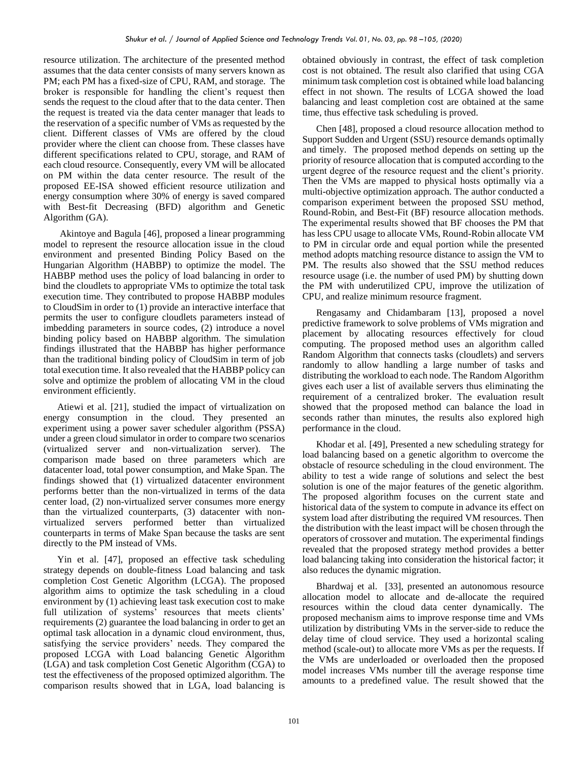resource utilization. The architecture of the presented method assumes that the data center consists of many servers known as PM; each PM has a fixed-size of CPU, RAM, and storage. The broker is responsible for handling the client's request then sends the request to the cloud after that to the data center. Then the request is treated via the data center manager that leads to the reservation of a specific number of VMs as requested by the client. Different classes of VMs are offered by the cloud provider where the client can choose from. These classes have different specifications related to CPU, storage, and RAM of each cloud resource. Consequently, every VM will be allocated on PM within the data center resource. The result of the proposed EE-ISA showed efficient resource utilization and energy consumption where 30% of energy is saved compared with Best-fit Decreasing (BFD) algorithm and Genetic Algorithm (GA).

Akintoye and Bagula [46], proposed a linear programming model to represent the resource allocation issue in the cloud environment and presented Binding Policy Based on the Hungarian Algorithm (HABBP) to optimize the model. The HABBP method uses the policy of load balancing in order to bind the cloudlets to appropriate VMs to optimize the total task execution time. They contributed to propose HABBP modules to CloudSim in order to (1) provide an interactive interface that permits the user to configure cloudlets parameters instead of imbedding parameters in source codes, (2) introduce a novel binding policy based on HABBP algorithm. The simulation findings illustrated that the HABBP has higher performance than the traditional binding policy of CloudSim in term of job total execution time. It also revealed that the HABBP policy can solve and optimize the problem of allocating VM in the cloud environment efficiently.

Atiewi et al. [21], studied the impact of virtualization on energy consumption in the cloud. They presented an experiment using a power saver scheduler algorithm (PSSA) under a green cloud simulator in order to compare two scenarios (virtualized server and non-virtualization server). The comparison made based on three parameters which are datacenter load, total power consumption, and Make Span. The findings showed that (1) virtualized datacenter environment performs better than the non-virtualized in terms of the data center load, (2) non-virtualized server consumes more energy than the virtualized counterparts, (3) datacenter with non-virtualized servers performed better than virtualized counterparts in terms of Make Span because the tasks are sent directly to the PM instead of VMs.

Yin et al. [47], proposed an effective task scheduling strategy depends on double-fitness Load balancing and task completion Cost Genetic Algorithm (LCGA). The proposed algorithm aims to optimize the task scheduling in a cloud environment by (1) achieving least task execution cost to make full utilization of systems' resources that meets clients' requirements (2) guarantee the load balancing in order to get an optimal task allocation in a dynamic cloud environment, thus, satisfying the service providers' needs. They compared the proposed LCGA with Load balancing Genetic Algorithm (LGA) and task completion Cost Genetic Algorithm (CGA) to test the effectiveness of the proposed optimized algorithm. The comparison results showed that in LGA, load balancing is obtained obviously in contrast, the effect of task completion cost is not obtained. The result also clarified that using CGA minimum task completion cost is obtained while load balancing effect in not shown. The results of LCGA showed the load balancing and least completion cost are obtained at the same time, thus effective task scheduling is proved.

Chen [48], proposed a cloud resource allocation method to Support Sudden and Urgent (SSU) resource demands optimally and timely. The proposed method depends on setting up the priority of resource allocation that is computed according to the urgent degree of the resource request and the client's priority. Then the VMs are mapped to physical hosts optimally via a multi-objective optimization approach. The author conducted a comparison experiment between the proposed SSU method, Round-Robin, and Best-Fit (BF) resource allocation methods. The experimental results showed that BF chooses the PM that has less CPU usage to allocate VMs, Round-Robin allocate VM to PM in circular orde and equal portion while the presented method adopts matching resource distance to assign the VM to PM. The results also showed that the SSU method reduces resource usage (i.e. the number of used PM) by shutting down the PM with underutilized CPU, improve the utilization of CPU, and realize minimum resource fragment.

Rengasamy and Chidambaram [13], proposed a novel predictive framework to solve problems of VMs migration and placement by allocating resources effectively for cloud computing. The proposed method uses an algorithm called Random Algorithm that connects tasks (cloudlets) and servers randomly to allow handling a large number of tasks and distributing the workload to each node. The Random Algorithm gives each user a list of available servers thus eliminating the requirement of a centralized broker. The evaluation result showed that the proposed method can balance the load in seconds rather than minutes, the results also explored high performance in the cloud.

Khodar et al. [49], Presented a new scheduling strategy for load balancing based on a genetic algorithm to overcome the obstacle of resource scheduling in the cloud environment. The ability to test a wide range of solutions and select the best solution is one of the major features of the genetic algorithm. The proposed algorithm focuses on the current state and historical data of the system to compute in advance its effect on system load after distributing the required VM resources. Then the distribution with the least impact will be chosen through the operators of crossover and mutation. The experimental findings revealed that the proposed strategy method provides a better load balancing taking into consideration the historical factor; it also reduces the dynamic migration.

Bhardwaj et al. [33], presented an autonomous resource allocation model to allocate and de-allocate the required resources within the cloud data center dynamically. The proposed mechanism aims to improve response time and VMs utilization by distributing VMs in the server-side to reduce the delay time of cloud service. They used a horizontal scaling method (scale-out) to allocate more VMs as per the requests. If the VMs are underloaded or overloaded then the proposed model increases VMs number till the average response time amounts to a predefined value. The result showed that the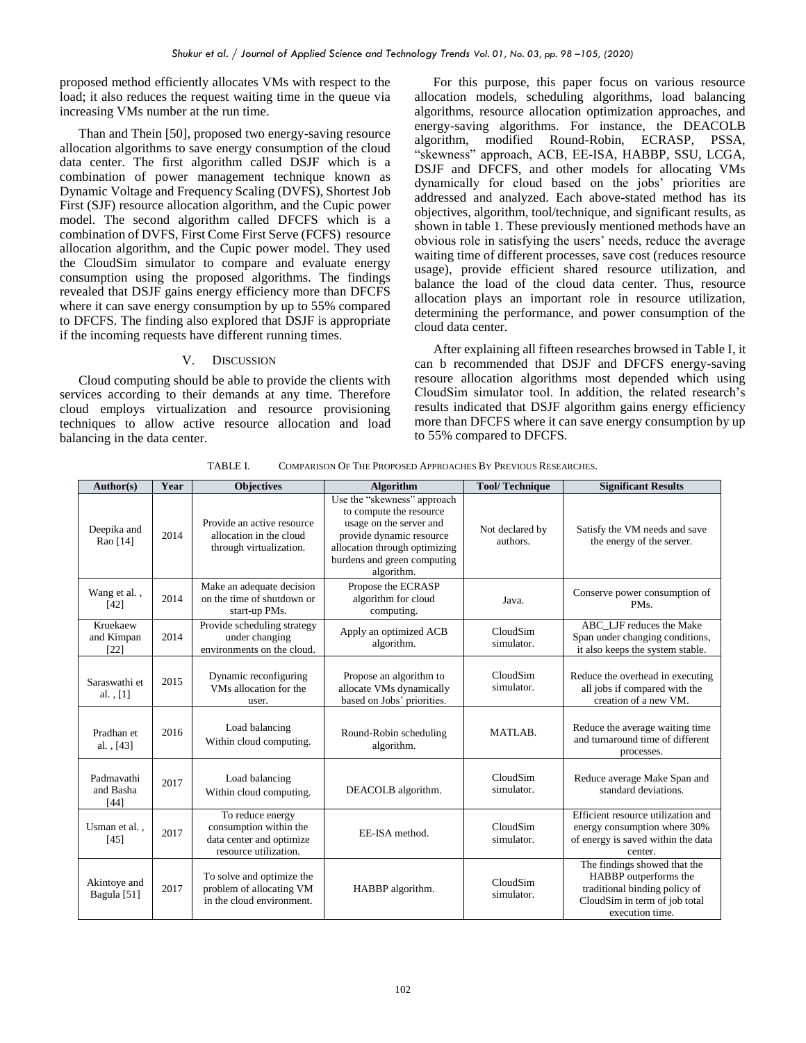proposed method efficiently allocates VMs with respect to the load; it also reduces the request waiting time in the queue via increasing VMs number at the run time.

Than and Thein [50], proposed two energy-saving resource allocation algorithms to save energy consumption of the cloud data center. The first algorithm called DSJF which is a combination of power management technique known as Dynamic Voltage and Frequency Scaling (DVFS), Shortest Job First (SJF) resource allocation algorithm, and the Cupic power model. The second algorithm called DFCFS which is a combination of DVFS, First Come First Serve (FCFS) resource allocation algorithm, and the Cupic power model. They used the CloudSim simulator to compare and evaluate energy consumption using the proposed algorithms. The findings revealed that DSJF gains energy efficiency more than DFCFS where it can save energy consumption by up to 55% compared to DFCFS. The finding also explored that DSJF is appropriate if the incoming requests have different running times.

## V. DISCUSSION

Cloud computing should be able to provide the clients with services according to their demands at any time. Therefore cloud employs virtualization and resource provisioning techniques to allow active resource allocation and load balancing in the data center.

For this purpose, this paper focus on various resource allocation models, scheduling algorithms, load balancing algorithms, resource allocation optimization approaches, and energy-saving algorithms. For instance, the DEACOLB algorithm, modified Round-Robin, ECRASP, PSSA, "skewness" approach, ACB, EE-ISA, HABBP, SSU, LCGA, DSJF and DFCFS, and other models for allocating VMs dynamically for cloud based on the jobs' priorities are addressed and analyzed. Each above-stated method has its objectives, algorithm, tool/technique, and significant results, as shown in table 1. These previously mentioned methods have an obvious role in satisfying the users' needs, reduce the average waiting time of different processes, save cost (reduces resource usage), provide efficient shared resource utilization, and balance the load of the cloud data center. Thus, resource allocation plays an important role in resource utilization, determining the performance, and power consumption of the cloud data center.

After explaining all fifteen researches browsed in Table I, it can b recommended that DSJF and DFCFS energy-saving resoure allocation algorithms most depended which using CloudSim simulator tool. In addition, the related research's results indicated that DSJF algorithm gains energy efficiency more than DFCFS where it can save energy consumption by up to 55% compared to DFCFS.

TABLE I. COMPARISON OF THE PROPOSED APPROACHES BY PREVIOUS RESEARCHES.

| Author(s) | Year | Objectives | Algorithm | Tool/ Technique | Significant Results |
|---|---|---|---|---|---|
| Deepika and Rao [14] | 2014 | Provide an active resource allocation in the cloud through virtualization. | Use the "skewness" approach to compute the resource usage on the server and provide dynamic resource allocation through optimizing burdens and green computing algorithm. | Not declared by authors. | Satisfy the VM needs and save the energy of the server. |
| Wang et al. , [42] | 2014 | Make an adequate decision on the time of shutdown or start-up PMs. | Propose the ECRASP algorithm for cloud computing. | Java. | Conserve power consumption of PMs. |
| Kruekaew and Kimpan [22] | 2014 | Provide scheduling strategy under changing environments on the cloud. | Apply an optimized ACB algorithm. | CloudSim simulator. | ABC_LJF reduces the Make Span under changing conditions, it also keeps the system stable. |
| Saraswathi et al. , [1] | 2015 | Dynamic reconfiguring VMs allocation for the user. | Propose an algorithm to allocate VMs dynamically based on Jobs' priorities. | CloudSim simulator. | Reduce the overhead in executing all jobs if compared with the creation of a new VM. |
| Pradhan et al. , [43] | 2016 | Load balancing Within cloud computing. | Round-Robin scheduling algorithm. | MATLAB. | Reduce the average waiting time and turnaround time of different processes. |
| Padmavathi and Basha [44] | 2017 | Load balancing Within cloud computing. | DEACOLB algorithm. | CloudSim simulator. | Reduce average Make Span and standard deviations. |
| Usman et al. , [45] | 2017 | To reduce energy consumption within the data center and optimize resource utilization. | EE-ISA method. | CloudSim simulator. | Efficient resource utilization and energy consumption where 30% of energy is saved within the data center. |
| Akintoye and Bagula [51] | 2017 | To solve and optimize the problem of allocating VM in the cloud environment. | HABBP algorithm. | CloudSim simulator. | The findings showed that the HABBP outperforms the traditional binding policy of CloudSim in term of job total execution time. |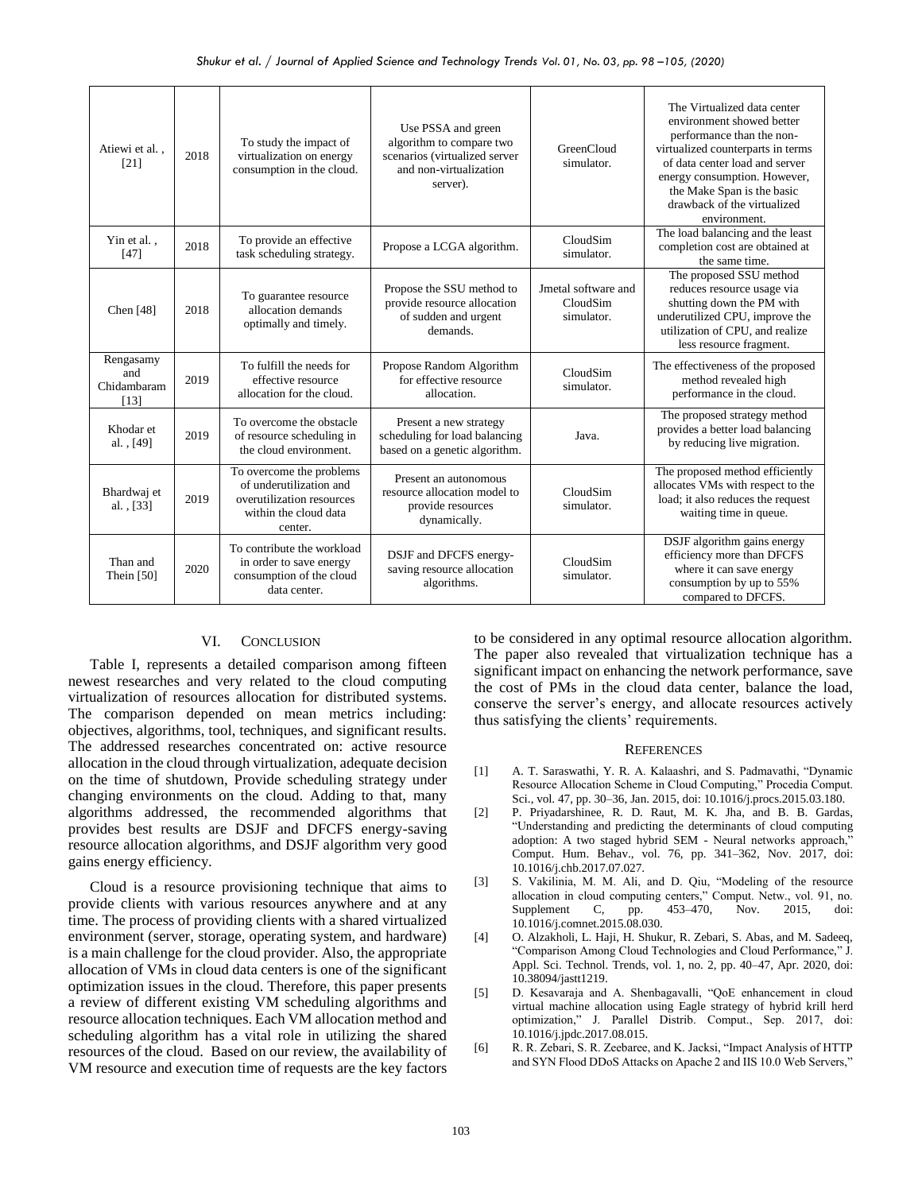| Atiewi et al. , [21] | 2018 | To study the impact of virtualization on energy consumption in the cloud. | Use PSSA and green algorithm to compare two scenarios (virtualized server and non-virtualization server). | GreenCloud simulator. | The Virtualized data center environment showed better performance than the non-virtualized counterparts in terms of data center load and server energy consumption. However, the Make Span is the basic drawback of the virtualized environment. |
|---|---|---|---|---|---|
| Yin et al. , [47] | 2018 | To provide an effective task scheduling strategy. | Propose a LCGA algorithm. | CloudSim simulator. | The load balancing and the least completion cost are obtained at the same time. |
| Chen [48] | 2018 | To guarantee resource allocation demands optimally and timely. | Propose the SSU method to provide resource allocation of sudden and urgent demands. | Jmetal software and CloudSim simulator. | The proposed SSU method reduces resource usage via shutting down the PM with underutilized CPU, improve the utilization of CPU, and realize less resource fragment. |
| Rengasamy and Chidambaram [13] | 2019 | To fulfill the needs for effective resource allocation for the cloud. | Propose Random Algorithm for effective resource allocation. | CloudSim simulator. | The effectiveness of the proposed method revealed high performance in the cloud. |
| Khodar et al. , [49] | 2019 | To overcome the obstacle of resource scheduling in the cloud environment. | Present a new strategy scheduling for load balancing based on a genetic algorithm. | Java. | The proposed strategy method provides a better load balancing by reducing live migration. |
| Bhardwaj et al. , [33] | 2019 | To overcome the problems of underutilization and overutilization resources within the cloud data center. | Present an autonomous resource allocation model to provide resources dynamically. | CloudSim simulator. | The proposed method efficiently allocates VMs with respect to the load; it also reduces the request waiting time in queue. |
| Than and Thein [50] | 2020 | To contribute the workload in order to save energy consumption of the cloud data center. | DSJF and DFCFS energy-saving resource allocation algorithms. | CloudSim simulator. | DSJF algorithm gains energy efficiency more than DFCFS where it can save energy consumption by up to 55% compared to DFCFS. |

## VI. Conclusion

Table I, represents a detailed comparison among fifteen newest researches and very related to the cloud computing virtualization of resources allocation for distributed systems. The comparison depended on mean metrics including: objectives, algorithms, tool, techniques, and significant results. The addressed researches concentrated on: active resource allocation in the cloud through virtualization, adequate decision on the time of shutdown, Provide scheduling strategy under changing environments on the cloud. Adding to that, many algorithms addressed, the recommended algorithms that provides best results are DSJF and DFCFS energy-saving resource allocation algorithms, and DSJF algorithm very good gains energy efficiency.

Cloud is a resource provisioning technique that aims to provide clients with various resources anywhere and at any time. The process of providing clients with a shared virtualized environment (server, storage, operating system, and hardware) is a main challenge for the cloud provider. Also, the appropriate allocation of VMs in cloud data centers is one of the significant optimization issues in the cloud. Therefore, this paper presents a review of different existing VM scheduling algorithms and resource allocation techniques. Each VM allocation method and scheduling algorithm has a vital role in utilizing the shared resources of the cloud. Based on our review, the availability of VM resource and execution time of requests are the key factors to be considered in any optimal resource allocation algorithm. The paper also revealed that virtualization technique has a significant impact on enhancing the network performance, save the cost of PMs in the cloud data center, balance the load, conserve the server's energy, and allocate resources actively thus satisfying the clients' requirements.

## References

[1] A. T. Saraswathi, Y. R. A. Kalaashri, and S. Padmavathi, "Dynamic Resource Allocation Scheme in Cloud Computing," Procedia Comput. Sci., vol. 47, pp. 30–36, Jan. 2015, doi: 10.1016/j.procs.2015.03.180.

[2] P. Priyadarshinee, R. D. Raut, M. K. Jha, and B. B. Gardas, "Understanding and predicting the determinants of cloud computing adoption: A two staged hybrid SEM - Neural networks approach," Comput. Hum. Behav., vol. 76, pp. 341–362, Nov. 2017, doi: 10.1016/j.chb.2017.07.027.

[3] S. Vakilinia, M. M. Ali, and D. Qiu, "Modeling of the resource allocation in cloud computing centers," Comput. Netw., vol. 91, no. Supplement C, pp. 453–470, Nov. 2015, doi: 10.1016/j.comnet.2015.08.030.

[4] O. Alzakholi, L. Haji, H. Shukur, R. Zebari, S. Abas, and M. Sadeeq, "Comparison Among Cloud Technologies and Cloud Performance," J. Appl. Sci. Technol. Trends, vol. 1, no. 2, pp. 40–47, Apr. 2020, doi: 10.38094/jastt1219.

[5] D. Kesavaraja and A. Shenbagavalli, "QoE enhancement in cloud virtual machine allocation using Eagle strategy of hybrid krill herd optimization," J. Parallel Distrib. Comput., Sep. 2017, doi: 10.1016/j.jpdc.2017.08.015.

[6] R. R. Zebari, S. R. Zeebaree, and K. Jacksi, "Impact Analysis of HTTP and SYN Flood DDoS Attacks on Apache 2 and IIS 10.0 Web Servers,"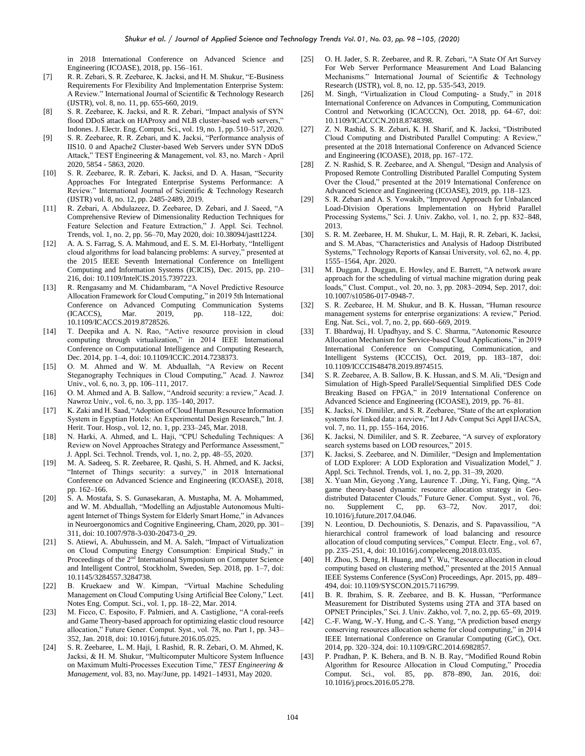in 2018 International Conference on Advanced Science and Engineering (ICOASE), 2018, pp. 156–161.

[7] R. R. Zebari, S. R. Zeebaree, K. Jacksi, and H. M. Shukur, "E-Business Requirements For Flexibility And Implementation Enterprise System: A Review." International Journal of Scientific & Technology Research (IJSTR), vol. 8, no. 11, pp. 655-660, 2019.

[8] S. R. Zeebaree, K. Jacksi, and R. R. Zebari, "Impact analysis of SYN flood DDoS attack on HAProxy and NLB cluster-based web servers," Indones. J. Electr. Eng. Comput. Sci., vol. 19, no. 1, pp. 510–517, 2020.

[9] S. R. Zeebaree, R. R. Zebari, and K. Jacksi, "Performance analysis of IIS10. 0 and Apache2 Cluster-based Web Servers under SYN DDoS Attack," TEST Engineering & Management, vol. 83, no. March - April 2020, 5854 - 5863, 2020.

[10] S. R. Zeebaree, R. R. Zebari, K. Jacksi, and D. A. Hasan, "Security Approaches For Integrated Enterprise Systems Performance: A Review." International Journal of Scientific & Technology Research (IJSTR) vol. 8, no. 12, pp. 2485-2489, 2019.

[11] R. Zebari, A. Abdulazeez, D. Zeebaree, D. Zebari, and J. Saeed, "A Comprehensive Review of Dimensionality Reduction Techniques for Feature Selection and Feature Extraction," J. Appl. Sci. Technol. Trends, vol. 1, no. 2, pp. 56–70, May 2020, doi: 10.38094/jastt1224.

[12] A. A. S. Farrag, S. A. Mahmoud, and E. S. M. El-Horbaty, "Intelligent cloud algorithms for load balancing problems: A survey," presented at the 2015 IEEE Seventh International Conference on Intelligent Computing and Information Systems (ICICIS), Dec. 2015, pp. 210–216, doi: 10.1109/IntelCIS.2015.7397223.

[13] R. Rengasamy and M. Chidambaram, "A Novel Predictive Resource Allocation Framework for Cloud Computing," in 2019 5th International Conference on Advanced Computing Communication Systems (ICACCS), Mar. 2019, pp. 118–122, doi: 10.1109/ICACCS.2019.8728526.

[14] T. Deepika and A. N. Rao, "Active resource provision in cloud computing through virtualization," in 2014 IEEE International Conference on Computational Intelligence and Computing Research, Dec. 2014, pp. 1–4, doi: 10.1109/ICCIC.2014.7238373.

[15] O. M. Ahmed and W. M. Abduallah, "A Review on Recent Steganography Techniques in Cloud Computing," Acad. J. Nawroz Univ., vol. 6, no. 3, pp. 106–111, 2017.

[16] O. M. Ahmed and A. B. Sallow, "Android security: a review," Acad. J. Nawroz Univ., vol. 6, no. 3, pp. 135–140, 2017.

[17] K. Zaki and H. Saad, "Adoption of Cloud Human Resource Information System in Egyptian Hotels: An Experimental Design Research," Int. J. Herit. Tour. Hosp., vol. 12, no. 1, pp. 233–245, Mar. 2018.

[18] N. Harki, A. Ahmed, and L. Haji, "CPU Scheduling Techniques: A Review on Novel Approaches Strategy and Performance Assessment," J. Appl. Sci. Technol. Trends, vol. 1, no. 2, pp. 48–55, 2020.

[19] M. A. Sadeeq, S. R. Zeebaree, R. Qashi, S. H. Ahmed, and K. Jacksi, "Internet of Things security: a survey," in 2018 International Conference on Advanced Science and Engineering (ICOASE), 2018, pp. 162–166.

[20] S. A. Mostafa, S. S. Gunasekaran, A. Mustapha, M. A. Mohammed, and W. M. Abduallah, "Modelling an Adjustable Autonomous Multi-agent Internet of Things System for Elderly Smart Home," in Advances in Neuroergonomics and Cognitive Engineering, Cham, 2020, pp. 301–311, doi: 10.1007/978-3-030-20473-0_29.

[21] S. Atiewi, A. Abuhussein, and M. A. Saleh, "Impact of Virtualization on Cloud Computing Energy Consumption: Empirical Study," in Proceedings of the 2nd International Symposium on Computer Science and Intelligent Control, Stockholm, Sweden, Sep. 2018, pp. 1–7, doi: 10.1145/3284557.3284738.

[22] B. Kruekaew and W. Kimpan, "Virtual Machine Scheduling Management on Cloud Computing Using Artificial Bee Colony," Lect. Notes Eng. Comput. Sci., vol. 1, pp. 18–22, Mar. 2014.

[23] M. Ficco, C. Esposito, F. Palmieri, and A. Castiglione, "A coral-reefs and Game Theory-based approach for optimizing elastic cloud resource allocation," Future Gener. Comput. Syst., vol. 78, no. Part 1, pp. 343–352, Jan. 2018, doi: 10.1016/j.future.2016.05.025.

[24] S. R. Zeebaree, L. M. Haji, I. Rashid, R. R. Zebari, O. M. Ahmed, K. Jacksi, & H. M. Shukur, "Multicomputer Multicore System Influence on Maximum Multi-Processes Execution Time," *TEST Engineering & Management*, vol. 83, no. May/June, pp. 14921–14931, May 2020.

[25] O. H. Jader, S. R. Zeebaree, and R. R. Zebari, "A State Of Art Survey For Web Server Performance Measurement And Load Balancing Mechanisms." International Journal of Scientific & Technology Research (IJSTR), vol. 8, no. 12, pp. 535-543, 2019.

[26] M. Singh, "Virtualization in Cloud Computing- a Study," in 2018 International Conference on Advances in Computing, Communication Control and Networking (ICACCCN), Oct. 2018, pp. 64–67, doi: 10.1109/ICACCCN.2018.8748398.

[27] Z. N. Rashid, S. R. Zebari, K. H. Sharif, and K. Jacksi, "Distributed Cloud Computing and Distributed Parallel Computing: A Review," presented at the 2018 International Conference on Advanced Science and Engineering (ICOASE), 2018, pp. 167–172.

[28] Z. N. Rashid, S. R. Zeebaree, and A. Shengul, "Design and Analysis of Proposed Remote Controlling Distributed Parallel Computing System Over the Cloud," presented at the 2019 International Conference on Advanced Science and Engineering (ICOASE), 2019, pp. 118–123.

[29] S. R. Zebari and A. S. Yowakib, "Improved Approach for Unbalanced Load-Division Operations Implementation on Hybrid Parallel Processing Systems," Sci. J. Univ. Zakho, vol. 1, no. 2, pp. 832–848, 2013.

[30] S. R. M. Zeebaree, H. M. Shukur, L. M. Haji, R. R. Zebari, K. Jacksi, and S. M.Abas, "Characteristics and Analysis of Hadoop Distributed Systems," Technology Reports of Kansai University, vol. 62, no. 4, pp. 1555–1564, Apr. 2020.

[31] M. Duggan, J. Duggan, E. Howley, and E. Barrett, "A network aware approach for the scheduling of virtual machine migration during peak loads," Clust. Comput., vol. 20, no. 3, pp. 2083–2094, Sep. 2017, doi: 10.1007/s10586-017-0948-7.

[32] S. R. Zeebaree, H. M. Shukur, and B. K. Hussan, "Human resource management systems for enterprise organizations: A review," Period. Eng. Nat. Sci., vol. 7, no. 2, pp. 660–669, 2019.

[33] T. Bhardwaj, H. Upadhyay, and S. C. Sharma, "Autonomic Resource Allocation Mechanism for Service-based Cloud Applications," in 2019 International Conference on Computing, Communication, and Intelligent Systems (ICCCIS), Oct. 2019, pp. 183–187, doi: 10.1109/ICCCIS48478.2019.8974515.

[34] S. R. Zeebaree, A. B. Sallow, B. K. Hussan, and S. M. Ali, "Design and Simulation of High-Speed Parallel/Sequential Simplified DES Code Breaking Based on FPGA," in 2019 International Conference on Advanced Science and Engineering (ICOASE), 2019, pp. 76–81.

[35] K. Jacksi, N. Dimililer, and S. R. Zeebaree, "State of the art exploration systems for linked data: a review," Int J Adv Comput Sci Appl IJACSA, vol. 7, no. 11, pp. 155–164, 2016.

[36] K. Jacksi, N. Dimililer, and S. R. Zeebaree, "A survey of exploratory search systems based on LOD resources," 2015.

[37] K. Jacksi, S. Zeebaree, and N. Dimililer, "Design and Implementation of LOD Explorer: A LOD Exploration and Visualization Model," J. Appl. Sci. Technol. Trends, vol. 1, no. 2, pp. 31–39, 2020.

[38] X. Yuan Min, Geyong ,Yang, Laurence T. ,Ding, Yi, Fang, Qing, "A game theory-based dynamic resource allocation strategy in Geo-distributed Datacenter Clouds," Future Gener. Comput. Syst., vol. 76, no. Supplement C, pp. 63–72, Nov. 2017, doi: 10.1016/j.future.2017.04.046.

[39] N. Leontiou, D. Dechouniotis, S. Denazis, and S. Papavassiliou, "A hierarchical control framework of load balancing and resource allocation of cloud computing services," Comput. Electr. Eng., vol. 67, pp. 235–251, 4, doi: 10.1016/j.compeleceng.2018.03.035.

[40] H. Zhou, S. Deng, H. Huang, and Y. Wu, "Resource allocation in cloud computing based on clustering method," presented at the 2015 Annual IEEE Systems Conference (SysCon) Proceedings, Apr. 2015, pp. 489–494, doi: 10.1109/SYSCON.2015.7116799.

[41] B. R. Ibrahim, S. R. Zeebaree, and B. K. Hussan, "Performance Measurement for Distributed Systems using 2TA and 3TA based on OPNET Principles," Sci. J. Univ. Zakho, vol. 7, no. 2, pp. 65–69, 2019.

[42] C.-F. Wang, W.-Y. Hung, and C.-S. Yang, "A prediction based energy conserving resources allocation scheme for cloud computing," in 2014 IEEE International Conference on Granular Computing (GrC), Oct. 2014, pp. 320–324, doi: 10.1109/GRC.2014.6982857.

[43] P. Pradhan, P. K. Behera, and B. N. B. Ray, "Modified Round Robin Algorithm for Resource Allocation in Cloud Computing," Procedia Comput. Sci., vol. 85, pp. 878–890, Jan. 2016, doi: 10.1016/j.procs.2016.05.278.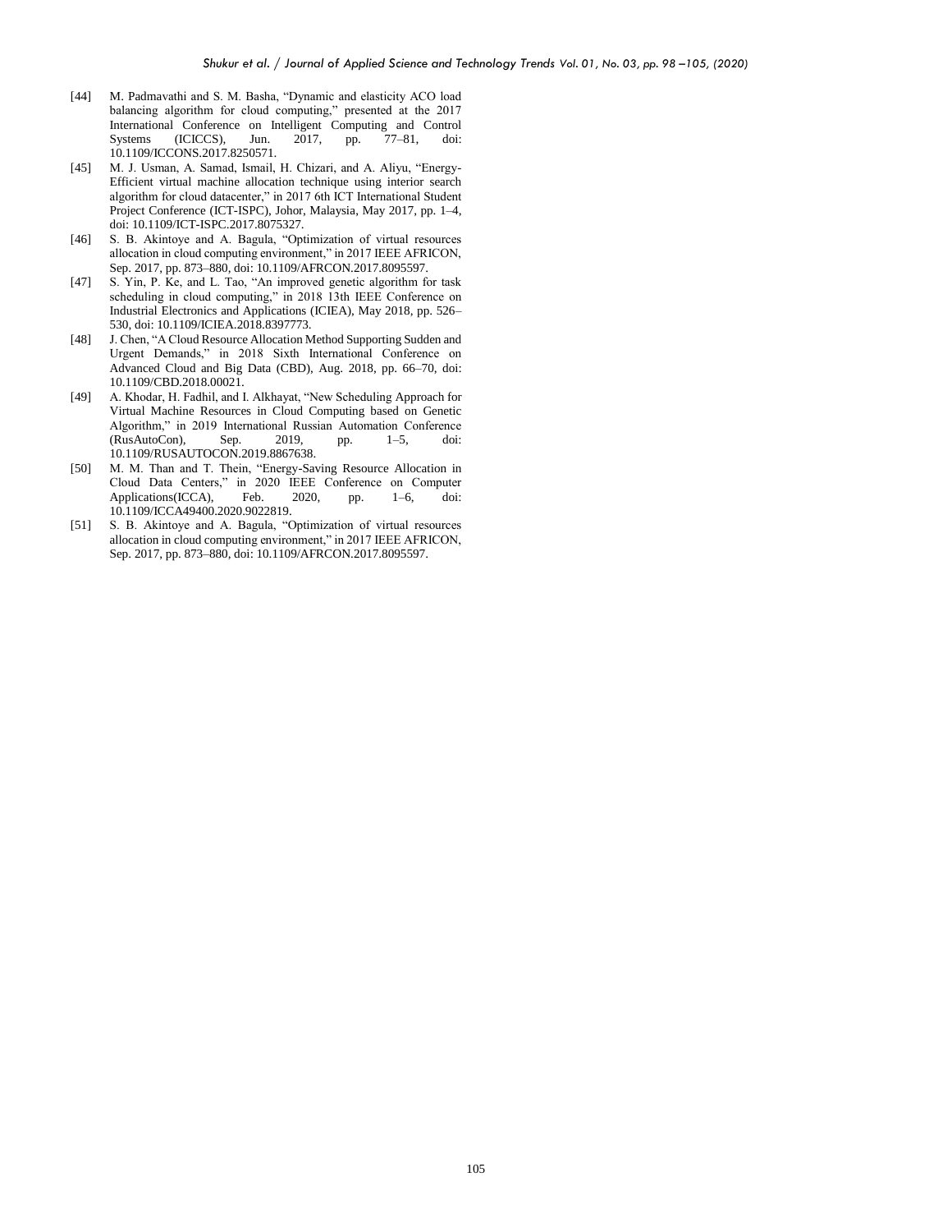[44] M. Padmavathi and S. M. Basha, "Dynamic and elasticity ACO load balancing algorithm for cloud computing," presented at the 2017 International Conference on Intelligent Computing and Control Systems (ICICCS), Jun. 2017, pp. 77–81, doi: 10.1109/ICCONS.2017.8250571.

[45] M. J. Usman, A. Samad, Ismail, H. Chizari, and A. Aliyu, "Energy-Efficient virtual machine allocation technique using interior search algorithm for cloud datacenter," in 2017 6th ICT International Student Project Conference (ICT-ISPC), Johor, Malaysia, May 2017, pp. 1–4, doi: 10.1109/ICT-ISPC.2017.8075327.

[46] S. B. Akintoye and A. Bagula, "Optimization of virtual resources allocation in cloud computing environment," in 2017 IEEE AFRICON, Sep. 2017, pp. 873–880, doi: 10.1109/AFRCON.2017.8095597.

[47] S. Yin, P. Ke, and L. Tao, "An improved genetic algorithm for task scheduling in cloud computing," in 2018 13th IEEE Conference on Industrial Electronics and Applications (ICIEA), May 2018, pp. 526–530, doi: 10.1109/ICIEA.2018.8397773.

[48] J. Chen, "A Cloud Resource Allocation Method Supporting Sudden and Urgent Demands," in 2018 Sixth International Conference on Advanced Cloud and Big Data (CBD), Aug. 2018, pp. 66–70, doi: 10.1109/CBD.2018.00021.

[49] A. Khodar, H. Fadhil, and I. Alkhayat, "New Scheduling Approach for Virtual Machine Resources in Cloud Computing based on Genetic Algorithm," in 2019 International Russian Automation Conference (RusAutoCon), Sep. 2019, pp. 1–5, doi: 10.1109/RUSAUTOCON.2019.8867638.

[50] M. M. Than and T. Thein, "Energy-Saving Resource Allocation in Cloud Data Centers," in 2020 IEEE Conference on Computer Applications(ICCA), Feb. 2020, pp. 1–6, doi: 10.1109/ICCA49400.2020.9022819.

[51] S. B. Akintoye and A. Bagula, "Optimization of virtual resources allocation in cloud computing environment," in 2017 IEEE AFRICON, Sep. 2017, pp. 873–880, doi: 10.1109/AFRCON.2017.8095597.